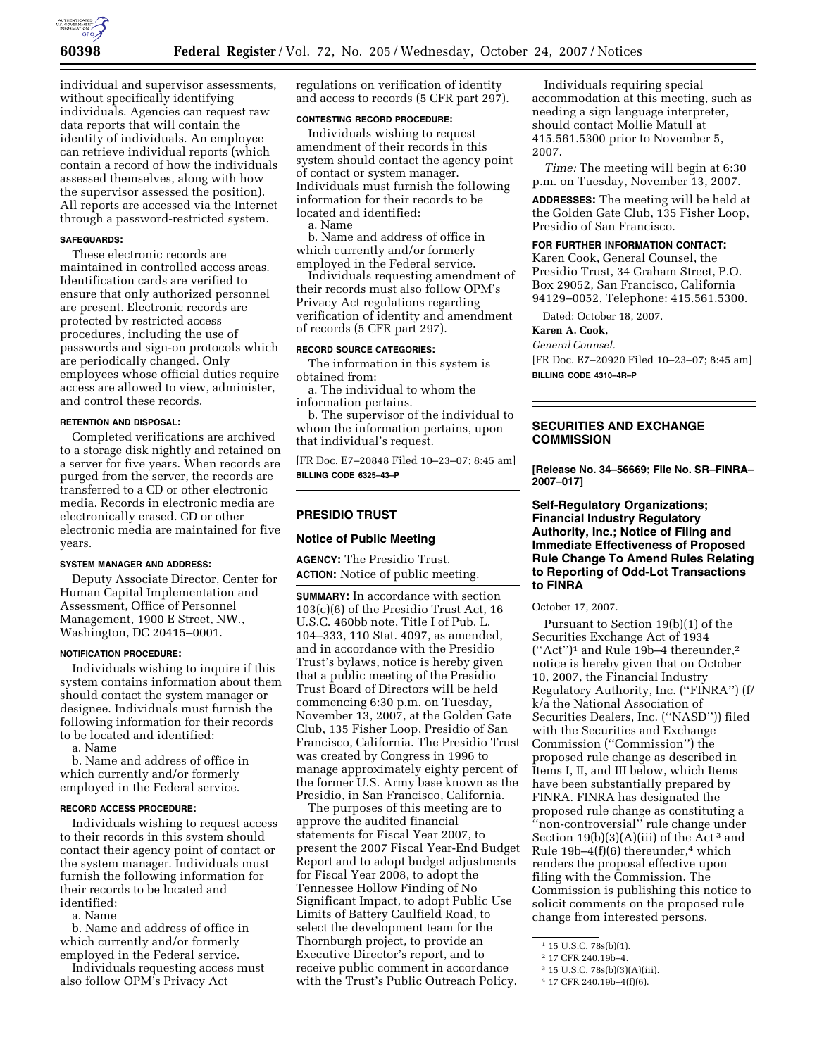individual and supervisor assessments, without specifically identifying individuals. Agencies can request raw data reports that will contain the identity of individuals. An employee can retrieve individual reports (which contain a record of how the individuals assessed themselves, along with how the supervisor assessed the position). All reports are accessed via the Internet through a password-restricted system.

**SAFEGUARDS:**

These electronic records are maintained in controlled access areas. Identification cards are verified to ensure that only authorized personnel are present. Electronic records are protected by restricted access procedures, including the use of passwords and sign-on protocols which are periodically changed. Only employees whose official duties require access are allowed to view, administer, and control these records.

**RETENTION AND DISPOSAL:**

Completed verifications are archived to a storage disk nightly and retained on a server for five years. When records are purged from the server, the records are transferred to a CD or other electronic media. Records in electronic media are electronically erased. CD or other electronic media are maintained for five years.

**SYSTEM MANAGER AND ADDRESS:**

Deputy Associate Director, Center for Human Capital Implementation and Assessment, Office of Personnel Management, 1900 E Street, NW., Washington, DC 20415–0001.

**NOTIFICATION PROCEDURE:**

Individuals wishing to inquire if this system contains information about them should contact the system manager or designee. Individuals must furnish the following information for their records to be located and identified:

a. Name

b. Name and address of office in which currently and/or formerly employed in the Federal service.

**RECORD ACCESS PROCEDURE:**

Individuals wishing to request access to their records in this system should contact their agency point of contact or the system manager. Individuals must furnish the following information for their records to be located and identified:

a. Name

b. Name and address of office in which currently and/or formerly employed in the Federal service.

Individuals requesting access must also follow OPM's Privacy Act regulations on verification of identity and access to records (5 CFR part 297).

**CONTESTING RECORD PROCEDURE:**

Individuals wishing to request amendment of their records in this system should contact the agency point of contact or system manager. Individuals must furnish the following information for their records to be located and identified:

a. Name

b. Name and address of office in which currently and/or formerly employed in the Federal service.

Individuals requesting amendment of their records must also follow OPM's Privacy Act regulations regarding verification of identity and amendment of records (5 CFR part 297).

**RECORD SOURCE CATEGORIES:**

The information in this system is obtained from:

a. The individual to whom the information pertains.

b. The supervisor of the individual to whom the information pertains, upon that individual's request.

[FR Doc. E7–20848 Filed 10–23–07; 8:45 am]

**BILLING CODE 6325–43–P**

## PRESIDIO TRUST

### Notice of Public Meeting

**AGENCY:** The Presidio Trust.

**ACTION:** Notice of public meeting.

**SUMMARY:** In accordance with section 103(c)(6) of the Presidio Trust Act, 16 U.S.C. 460bb note, Title I of Pub. L. 104–333, 110 Stat. 4097, as amended, and in accordance with the Presidio Trust's bylaws, notice is hereby given that a public meeting of the Presidio Trust Board of Directors will be held commencing 6:30 p.m. on Tuesday, November 13, 2007, at the Golden Gate Club, 135 Fisher Loop, Presidio of San Francisco, California. The Presidio Trust was created by Congress in 1996 to manage approximately eighty percent of the former U.S. Army base known as the Presidio, in San Francisco, California.

The purposes of this meeting are to approve the audited financial statements for Fiscal Year 2007, to present the 2007 Fiscal Year-End Budget Report and to adopt budget adjustments for Fiscal Year 2008, to adopt the Tennessee Hollow Finding of No Significant Impact, to adopt Public Use Limits of Battery Caulfield Road, to select the development team for the Thornburgh project, to provide an Executive Director's report, and to receive public comment in accordance with the Trust's Public Outreach Policy.

Individuals requiring special accommodation at this meeting, such as needing a sign language interpreter, should contact Mollie Matull at 415.561.5300 prior to November 5, 2007.

*Time:* The meeting will begin at 6:30 p.m. on Tuesday, November 13, 2007.

**ADDRESSES:** The meeting will be held at the Golden Gate Club, 135 Fisher Loop, Presidio of San Francisco.

**FOR FURTHER INFORMATION CONTACT:** Karen Cook, General Counsel, the Presidio Trust, 34 Graham Street, P.O. Box 29052, San Francisco, California 94129–0052, Telephone: 415.561.5300.

Dated: October 18, 2007.

**Karen A. Cook,**

*General Counsel.*

[FR Doc. E7–20920 Filed 10–23–07; 8:45 am]

**BILLING CODE 4310–4R–P**

## SECURITIES AND EXCHANGE COMMISSION

**[Release No. 34–56669; File No. SR–FINRA–2007–017]**

### Self-Regulatory Organizations; Financial Industry Regulatory Authority, Inc.; Notice of Filing and Immediate Effectiveness of Proposed Rule Change To Amend Rules Relating to Reporting of Odd-Lot Transactions to FINRA

October 17, 2007.

Pursuant to Section 19(b)(1) of the Securities Exchange Act of 1934 (''Act'')[1] and Rule 19b–4 thereunder,[2] notice is hereby given that on October 10, 2007, the Financial Industry Regulatory Authority, Inc. (''FINRA'') (f/k/a the National Association of Securities Dealers, Inc. (''NASD'')) filed with the Securities and Exchange Commission (''Commission'') the proposed rule change as described in Items I, II, and III below, which Items have been substantially prepared by FINRA. FINRA has designated the proposed rule change as constituting a ''non-controversial'' rule change under Section 19(b)(3)(A)(iii) of the Act[3] and Rule 19b–4(f)(6) thereunder,[4] which renders the proposal effective upon filing with the Commission. The Commission is publishing this notice to solicit comments on the proposed rule change from interested persons.

[1] 15 U.S.C. 78s(b)(1).

[2] 17 CFR 240.19b–4.

[3] 15 U.S.C. 78s(b)(3)(A)(iii).

[4] 17 CFR 240.19b–4(f)(6).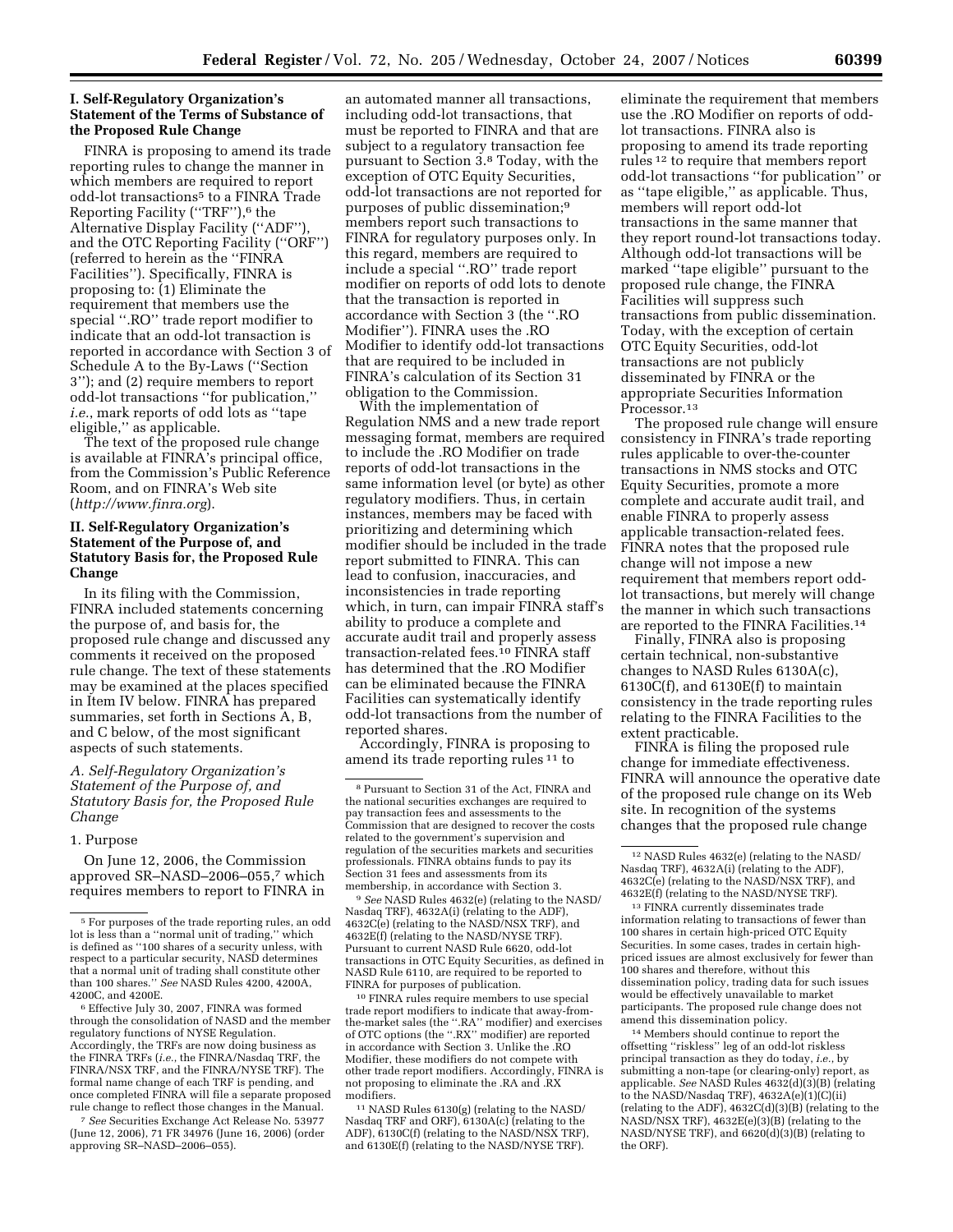## I. Self-Regulatory Organization's Statement of the Terms of Substance of the Proposed Rule Change

FINRA is proposing to amend its trade reporting rules to change the manner in which members are required to report odd-lot transactions[5] to a FINRA Trade Reporting Facility ("TRF"),[6] the Alternative Display Facility ("ADF"), and the OTC Reporting Facility ("ORF") (referred to herein as the "FINRA Facilities"). Specifically, FINRA is proposing to: (1) Eliminate the requirement that members use the special ".RO" trade report modifier to indicate that an odd-lot transaction is reported in accordance with Section 3 of Schedule A to the By-Laws ("Section 3"); and (2) require members to report odd-lot transactions "for publication," *i.e.*, mark reports of odd lots as "tape eligible," as applicable.

The text of the proposed rule change is available at FINRA's principal office, from the Commission's Public Reference Room, and on FINRA's Web site (*http://www.finra.org*).

## II. Self-Regulatory Organization's Statement of the Purpose of, and Statutory Basis for, the Proposed Rule Change

In its filing with the Commission, FINRA included statements concerning the purpose of, and basis for, the proposed rule change and discussed any comments it received on the proposed rule change. The text of these statements may be examined at the places specified in Item IV below. FINRA has prepared summaries, set forth in Sections A, B, and C below, of the most significant aspects of such statements.

### *A. Self-Regulatory Organization's Statement of the Purpose of, and Statutory Basis for, the Proposed Rule Change*

#### 1. Purpose

On June 12, 2006, the Commission approved SR–NASD–2006–055,[7] which requires members to report to FINRA in an automated manner all transactions, including odd-lot transactions, that must be reported to FINRA and that are subject to a regulatory transaction fee pursuant to Section 3.[8] Today, with the exception of OTC Equity Securities, odd-lot transactions are not reported for purposes of public dissemination;[9] members report such transactions to FINRA for regulatory purposes only. In this regard, members are required to include a special ".RO" trade report modifier on reports of odd lots to denote that the transaction is reported in accordance with Section 3 (the ".RO Modifier"). FINRA uses the .RO Modifier to identify odd-lot transactions that are required to be included in FINRA's calculation of its Section 31 obligation to the Commission.

With the implementation of Regulation NMS and a new trade report messaging format, members are required to include the .RO Modifier on trade reports of odd-lot transactions in the same information level (or byte) as other regulatory modifiers. Thus, in certain instances, members may be faced with prioritizing and determining which modifier should be included in the trade report submitted to FINRA. This can lead to confusion, inaccuracies, and inconsistencies in trade reporting which, in turn, can impair FINRA staff's ability to produce a complete and accurate audit trail and properly assess transaction-related fees.[10] FINRA staff has determined that the .RO Modifier can be eliminated because the FINRA Facilities can systematically identify odd-lot transactions from the number of reported shares.

Accordingly, FINRA is proposing to amend its trade reporting rules[11] to eliminate the requirement that members use the .RO Modifier on reports of odd-lot transactions. FINRA also is proposing to amend its trade reporting rules[12] to require that members report odd-lot transactions "for publication" or as "tape eligible," as applicable. Thus, members will report odd-lot transactions in the same manner that they report round-lot transactions today. Although odd-lot transactions will be marked "tape eligible" pursuant to the proposed rule change, the FINRA Facilities will suppress such transactions from public dissemination. Today, with the exception of certain OTC Equity Securities, odd-lot transactions are not publicly disseminated by FINRA or the appropriate Securities Information Processor.[13]

The proposed rule change will ensure consistency in FINRA's trade reporting rules applicable to over-the-counter transactions in NMS stocks and OTC Equity Securities, promote a more complete and accurate audit trail, and enable FINRA to properly assess applicable transaction-related fees. FINRA notes that the proposed rule change will not impose a new requirement that members report odd-lot transactions, but merely will change the manner in which such transactions are reported to the FINRA Facilities.[14]

Finally, FINRA also is proposing certain technical, non-substantive changes to NASD Rules 6130A(c), 6130C(f), and 6130E(f) to maintain consistency in the trade reporting rules relating to the FINRA Facilities to the extent practicable.

FINRA is filing the proposed rule change for immediate effectiveness. FINRA will announce the operative date of the proposed rule change on its Web site. In recognition of the systems changes that the proposed rule change

---

[5] For purposes of the trade reporting rules, an odd lot is less than a "normal unit of trading," which is defined as "100 shares of a security unless, with respect to a particular security, NASD determines that a normal unit of trading shall constitute other than 100 shares." *See* NASD Rules 4200, 4200A, 4200C, and 4200E.

[6] Effective July 30, 2007, FINRA was formed through the consolidation of NASD and the member regulatory functions of NYSE Regulation. Accordingly, the TRFs are now doing business as the FINRA TRFs (*i.e.*, the FINRA/Nasdaq TRF, the FINRA/NSX TRF, and the FINRA/NYSE TRF). The formal name change of each TRF is pending, and once completed FINRA will file a separate proposed rule change to reflect those changes in the Manual.

[7] *See* Securities Exchange Act Release No. 53977 (June 12, 2006), 71 FR 34976 (June 16, 2006) (order approving SR–NASD–2006–055).

[8] Pursuant to Section 31 of the Act, FINRA and the national securities exchanges are required to pay transaction fees and assessments to the Commission that are designed to recover the costs related to the government's supervision and regulation of the securities markets and securities professionals. FINRA obtains funds to pay its Section 31 fees and assessments from its membership, in accordance with Section 3.

[9] *See* NASD Rules 4632(e) (relating to the NASD/Nasdaq TRF), 4632A(i) (relating to the ADF), 4632C(e) (relating to the NASD/NSX TRF), and 4632E(f) (relating to the NASD/NYSE TRF). Pursuant to current NASD Rule 6620, odd-lot transactions in OTC Equity Securities, as defined in NASD Rule 6110, are required to be reported to FINRA for purposes of publication.

[10] FINRA rules require members to use special trade report modifiers to indicate that away-from-the-market sales (the ".RA" modifier) and exercises of OTC options (the ".RX" modifier) are reported in accordance with Section 3. Unlike the .RO Modifier, these modifiers do not compete with other trade report modifiers. Accordingly, FINRA is not proposing to eliminate the .RA and .RX modifiers.

[11] NASD Rules 6130(g) (relating to the NASD/Nasdaq TRF and ORF), 6130A(c) (relating to the ADF), 6130C(f) (relating to the NASD/NSX TRF), and 6130E(f) (relating to the NASD/NYSE TRF).

[12] NASD Rules 4632(e) (relating to the NASD/Nasdaq TRF), 4632A(i) (relating to the ADF), 4632C(e) (relating to the NASD/NSX TRF), and 4632E(f) (relating to the NASD/NYSE TRF).

[13] FINRA currently disseminates trade information relating to transactions of fewer than 100 shares in certain high-priced OTC Equity Securities. In some cases, trades in certain high-priced issues are almost exclusively for fewer than 100 shares and therefore, without this dissemination policy, trading data for such issues would be effectively unavailable to market participants. The proposed rule change does not amend this dissemination policy.

[14] Members should continue to report the offsetting "riskless" leg of an odd-lot riskless principal transaction as they do today, *i.e.*, by submitting a non-tape (or clearing-only) report, as applicable. *See* NASD Rules 4632(d)(3)(B) (relating to the NASD/Nasdaq TRF), 4632A(e)(1)(C)(ii) (relating to the ADF), 4632C(d)(3)(B) (relating to the NASD/NSX TRF), 4632E(e)(3)(B) (relating to the NASD/NYSE TRF), and 6620(d)(3)(B) (relating to the ORF).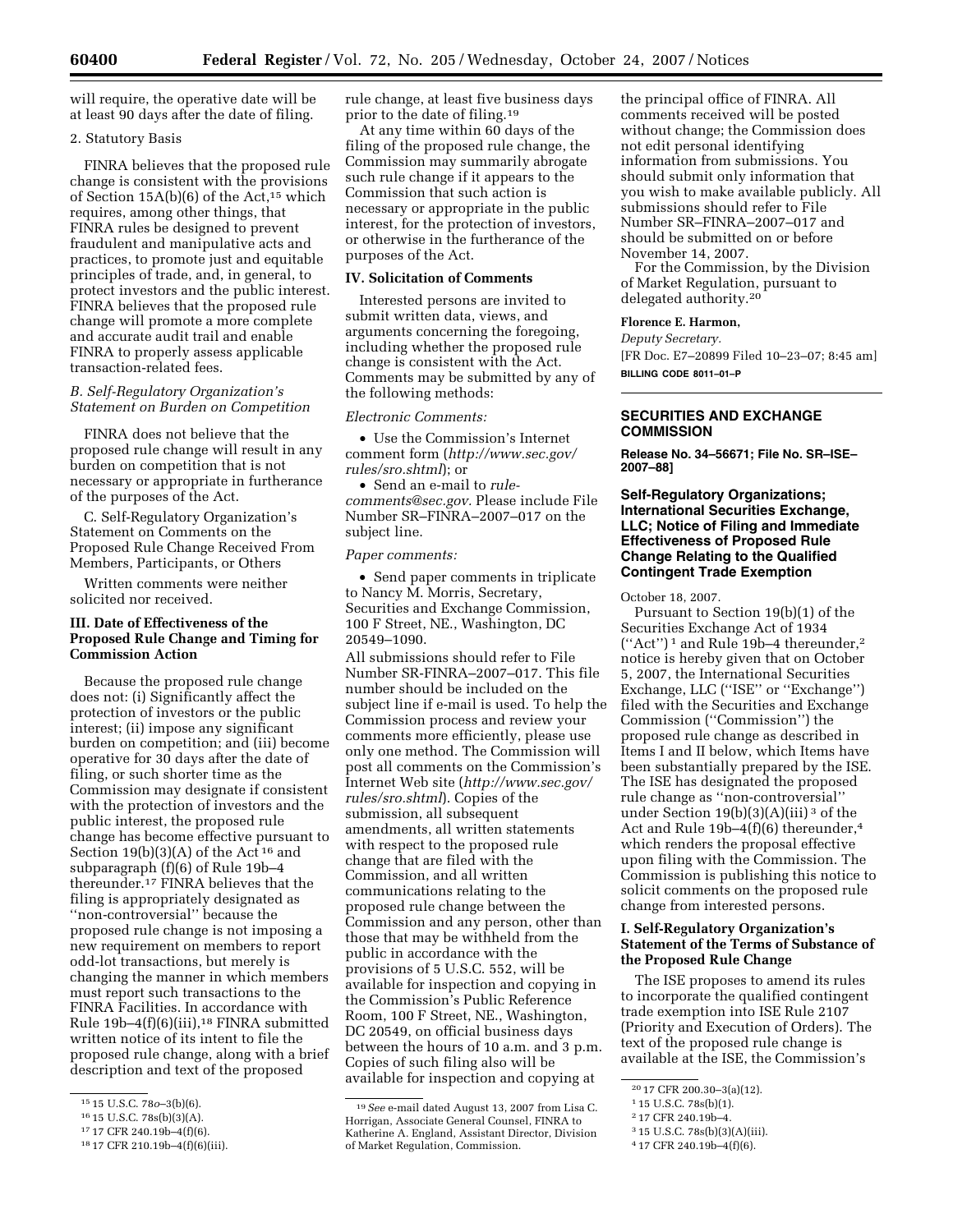will require, the operative date will be at least 90 days after the date of filing.

2. Statutory Basis

FINRA believes that the proposed rule change is consistent with the provisions of Section 15A(b)(6) of the Act,[15] which requires, among other things, that FINRA rules be designed to prevent fraudulent and manipulative acts and practices, to promote just and equitable principles of trade, and, in general, to protect investors and the public interest. FINRA believes that the proposed rule change will promote a more complete and accurate audit trail and enable FINRA to properly assess applicable transaction-related fees.

### *B. Self-Regulatory Organization's Statement on Burden on Competition*

FINRA does not believe that the proposed rule change will result in any burden on competition that is not necessary or appropriate in furtherance of the purposes of the Act.

C. Self-Regulatory Organization's Statement on Comments on the Proposed Rule Change Received From Members, Participants, or Others

Written comments were neither solicited nor received.

### III. Date of Effectiveness of the Proposed Rule Change and Timing for Commission Action

Because the proposed rule change does not: (i) Significantly affect the protection of investors or the public interest; (ii) impose any significant burden on competition; and (iii) become operative for 30 days after the date of filing, or such shorter time as the Commission may designate if consistent with the protection of investors and the public interest, the proposed rule change has become effective pursuant to Section 19(b)(3)(A) of the Act[16] and subparagraph (f)(6) of Rule 19b–4 thereunder.[17] FINRA believes that the filing is appropriately designated as ''non-controversial'' because the proposed rule change is not imposing a new requirement on members to report odd-lot transactions, but merely is changing the manner in which members must report such transactions to the FINRA Facilities. In accordance with Rule 19b–4(f)(6)(iii),[18] FINRA submitted written notice of its intent to file the proposed rule change, along with a brief description and text of the proposed rule change, at least five business days prior to the date of filing.[19]

At any time within 60 days of the filing of the proposed rule change, the Commission may summarily abrogate such rule change if it appears to the Commission that such action is necessary or appropriate in the public interest, for the protection of investors, or otherwise in the furtherance of the purposes of the Act.

### IV. Solicitation of Comments

Interested persons are invited to submit written data, views, and arguments concerning the foregoing, including whether the proposed rule change is consistent with the Act. Comments may be submitted by any of the following methods:

*Electronic Comments:*

- Use the Commission's Internet comment form (*http://www.sec.gov/rules/sro.shtml*); or
- Send an e-mail to *rule-comments@sec.gov.* Please include File Number SR–FINRA–2007–017 on the subject line.

*Paper comments:*

- Send paper comments in triplicate to Nancy M. Morris, Secretary, Securities and Exchange Commission, 100 F Street, NE., Washington, DC 20549–1090.

All submissions should refer to File Number SR-FINRA–2007–017. This file number should be included on the subject line if e-mail is used. To help the Commission process and review your comments more efficiently, please use only one method. The Commission will post all comments on the Commission's Internet Web site (*http://www.sec.gov/rules/sro.shtml*). Copies of the submission, all subsequent amendments, all written statements with respect to the proposed rule change that are filed with the Commission, and all written communications relating to the proposed rule change between the Commission and any person, other than those that may be withheld from the public in accordance with the provisions of 5 U.S.C. 552, will be available for inspection and copying in the Commission's Public Reference Room, 100 F Street, NE., Washington, DC 20549, on official business days between the hours of 10 a.m. and 3 p.m. Copies of such filing also will be available for inspection and copying at the principal office of FINRA. All comments received will be posted without change; the Commission does not edit personal identifying information from submissions. You should submit only information that you wish to make available publicly. All submissions should refer to File Number SR–FINRA–2007–017 and should be submitted on or before November 14, 2007.

For the Commission, by the Division of Market Regulation, pursuant to delegated authority.[20]

**Florence E. Harmon,**

*Deputy Secretary.*

[FR Doc. E7–20899 Filed 10–23–07; 8:45 am]

**BILLING CODE 8011–01–P**

---

## SECURITIES AND EXCHANGE COMMISSION

**Release No. 34–56671; File No. SR–ISE–2007–88]**

## Self-Regulatory Organizations; International Securities Exchange, LLC; Notice of Filing and Immediate Effectiveness of Proposed Rule Change Relating to the Qualified Contingent Trade Exemption

October 18, 2007.

Pursuant to Section 19(b)(1) of the Securities Exchange Act of 1934 (''Act'')[1] and Rule 19b–4 thereunder,[2] notice is hereby given that on October 5, 2007, the International Securities Exchange, LLC (''ISE'' or ''Exchange'') filed with the Securities and Exchange Commission (''Commission'') the proposed rule change as described in Items I and II below, which Items have been substantially prepared by the ISE. The ISE has designated the proposed rule change as ''non-controversial'' under Section 19(b)(3)(A)(iii)[3] of the Act and Rule 19b–4(f)(6) thereunder,[4] which renders the proposal effective upon filing with the Commission. The Commission is publishing this notice to solicit comments on the proposed rule change from interested persons.

### I. Self-Regulatory Organization's Statement of the Terms of Substance of the Proposed Rule Change

The ISE proposes to amend its rules to incorporate the qualified contingent trade exemption into ISE Rule 2107 (Priority and Execution of Orders). The text of the proposed rule change is available at the ISE, the Commission's

---

[15] 15 U.S.C. 78*o*–3(b)(6).

[16] 15 U.S.C. 78s(b)(3)(A).

[17] 17 CFR 240.19b–4(f)(6).

[18] 17 CFR 210.19b–4(f)(6)(iii).

[19] *See* e-mail dated August 13, 2007 from Lisa C. Horrigan, Associate General Counsel, FINRA to Katherine A. England, Assistant Director, Division of Market Regulation, Commission.

[20] 17 CFR 200.30–3(a)(12).

[1] 15 U.S.C. 78s(b)(1).

[2] 17 CFR 240.19b–4.

[3] 15 U.S.C. 78s(b)(3)(A)(iii).

[4] 17 CFR 240.19b–4(f)(6).